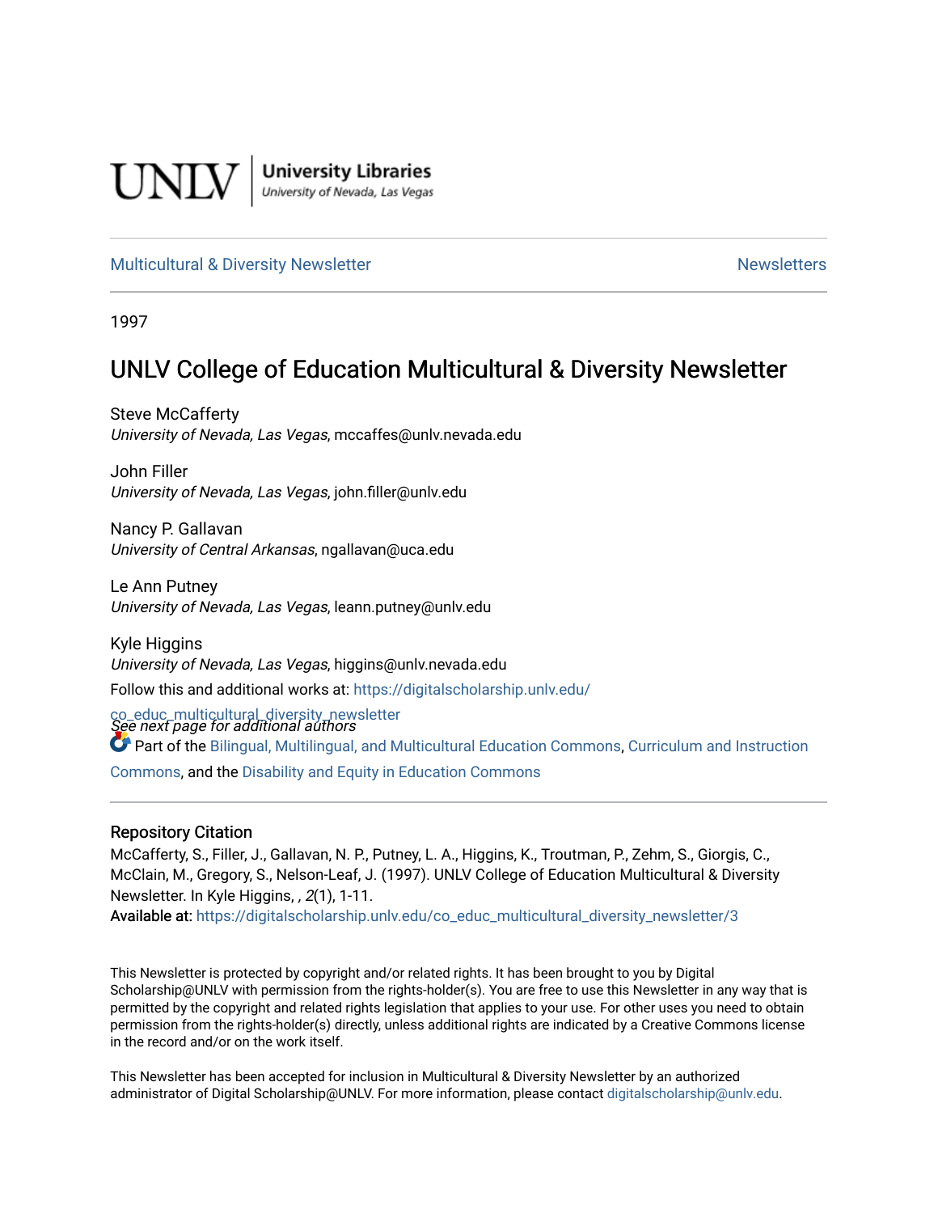UNLV | University Libraries
University of Nevada, Las Vegas

Multicultural & Diversity Newsletter | Newsletters

1997

# UNLV College of Education Multicultural & Diversity Newsletter

Steve McCafferty
*University of Nevada, Las Vegas*, mccaffes@unlv.nevada.edu

John Filler
*University of Nevada, Las Vegas*, john.filler@unlv.edu

Nancy P. Gallavan
*University of Central Arkansas*, ngallavan@uca.edu

Le Ann Putney
*University of Nevada, Las Vegas*, leann.putney@unlv.edu

Kyle Higgins
*University of Nevada, Las Vegas*, higgins@unlv.nevada.edu

Follow this and additional works at: https://digitalscholarship.unlv.edu/co_educ_multicultural_diversity_newsletter

*See next page for additional authors*

Part of the Bilingual, Multilingual, and Multicultural Education Commons, Curriculum and Instruction Commons, and the Disability and Equity in Education Commons

## Repository Citation

McCafferty, S., Filler, J., Gallavan, N. P., Putney, L. A., Higgins, K., Troutman, P., Zehm, S., Giorgis, C., McClain, M., Gregory, S., Nelson-Leaf, J. (1997). UNLV College of Education Multicultural & Diversity Newsletter. In Kyle Higgins, , *2*(1), 1-11.

**Available at:** https://digitalscholarship.unlv.edu/co_educ_multicultural_diversity_newsletter/3

This Newsletter is protected by copyright and/or related rights. It has been brought to you by Digital Scholarship@UNLV with permission from the rights-holder(s). You are free to use this Newsletter in any way that is permitted by the copyright and related rights legislation that applies to your use. For other uses you need to obtain permission from the rights-holder(s) directly, unless additional rights are indicated by a Creative Commons license in the record and/or on the work itself.

This Newsletter has been accepted for inclusion in Multicultural & Diversity Newsletter by an authorized administrator of Digital Scholarship@UNLV. For more information, please contact digitalscholarship@unlv.edu.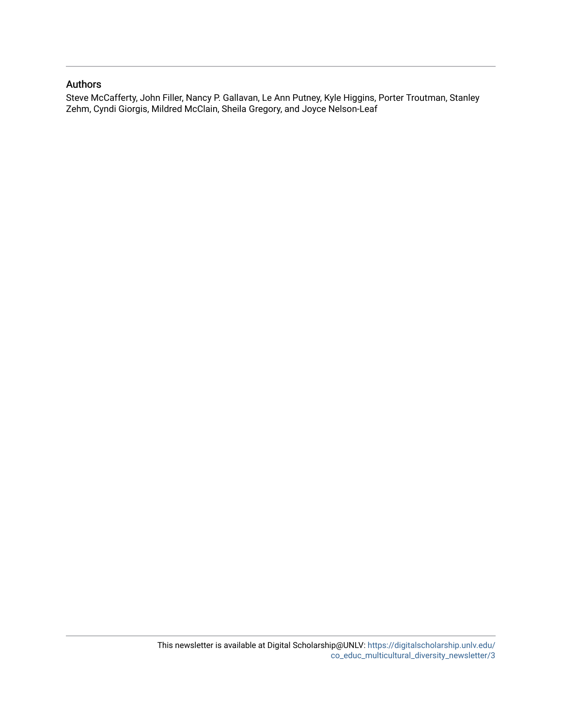## Authors

Steve McCafferty, John Filler, Nancy P. Gallavan, Le Ann Putney, Kyle Higgins, Porter Troutman, Stanley Zehm, Cyndi Giorgis, Mildred McClain, Sheila Gregory, and Joyce Nelson-Leaf

This newsletter is available at Digital Scholarship@UNLV: https://digitalscholarship.unlv.edu/co_educ_multicultural_diversity_newsletter/3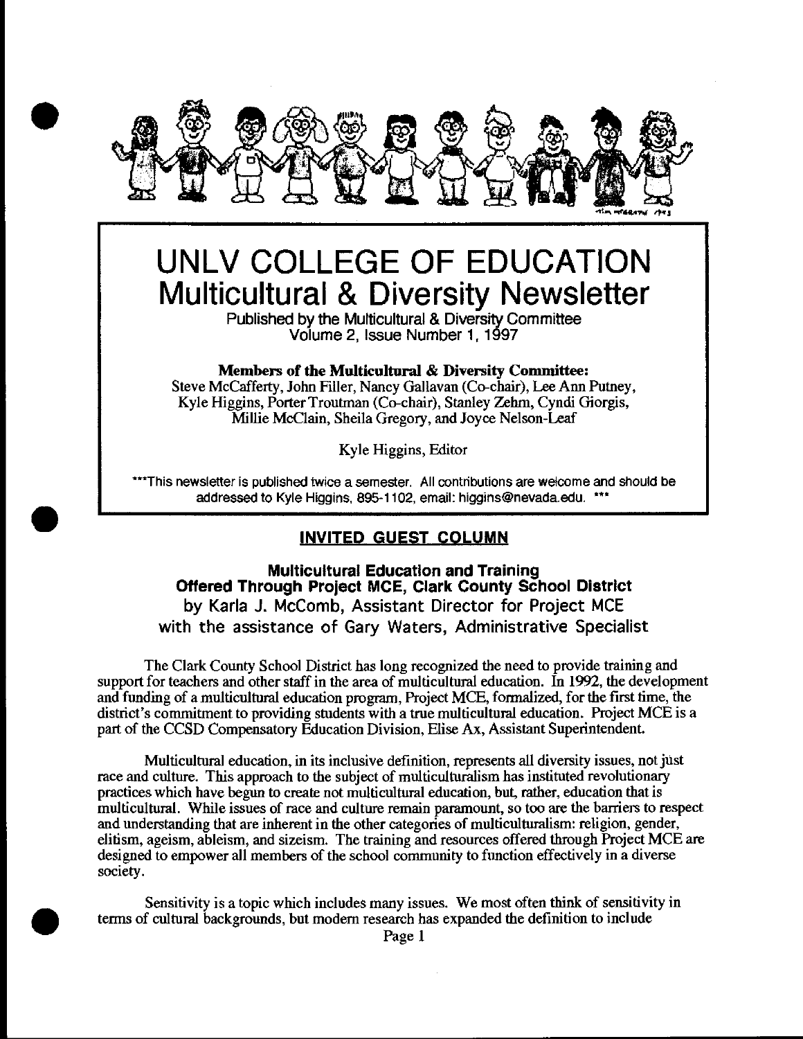# UNLV COLLEGE OF EDUCATION
## Multicultural & Diversity Newsletter

Published by the Multicultural & Diversity Committee
Volume 2, Issue Number 1, 1997

**Members of the Multicultural & Diversity Committee:**
Steve McCafferty, John Filler, Nancy Gallavan (Co-chair), Lee Ann Putney, Kyle Higgins, Porter Troutman (Co-chair), Stanley Zehm, Cyndi Giorgis, Millie McClain, Sheila Gregory, and Joyce Nelson-Leaf

Kyle Higgins, Editor

***This newsletter is published twice a semester. All contributions are welcome and should be addressed to Kyle Higgins, 895-1102, email: higgins@nevada.edu. ***

## INVITED GUEST COLUMN

### Multicultural Education and Training Offered Through Project MCE, Clark County School District

by Karla J. McComb, Assistant Director for Project MCE
with the assistance of Gary Waters, Administrative Specialist

The Clark County School District has long recognized the need to provide training and support for teachers and other staff in the area of multicultural education. In 1992, the development and funding of a multicultural education program, Project MCE, formalized, for the first time, the district's commitment to providing students with a true multicultural education. Project MCE is a part of the CCSD Compensatory Education Division, Elise Ax, Assistant Superintendent.

Multicultural education, in its inclusive definition, represents all diversity issues, not just race and culture. This approach to the subject of multiculturalism has instituted revolutionary practices which have begun to create not multicultural education, but, rather, education that is multicultural. While issues of race and culture remain paramount, so too are the barriers to respect and understanding that are inherent in the other categories of multiculturalism: religion, gender, elitism, ageism, ableism, and sizeism. The training and resources offered through Project MCE are designed to empower all members of the school community to function effectively in a diverse society.

Sensitivity is a topic which includes many issues. We most often think of sensitivity in terms of cultural backgrounds, but modern research has expanded the definition to include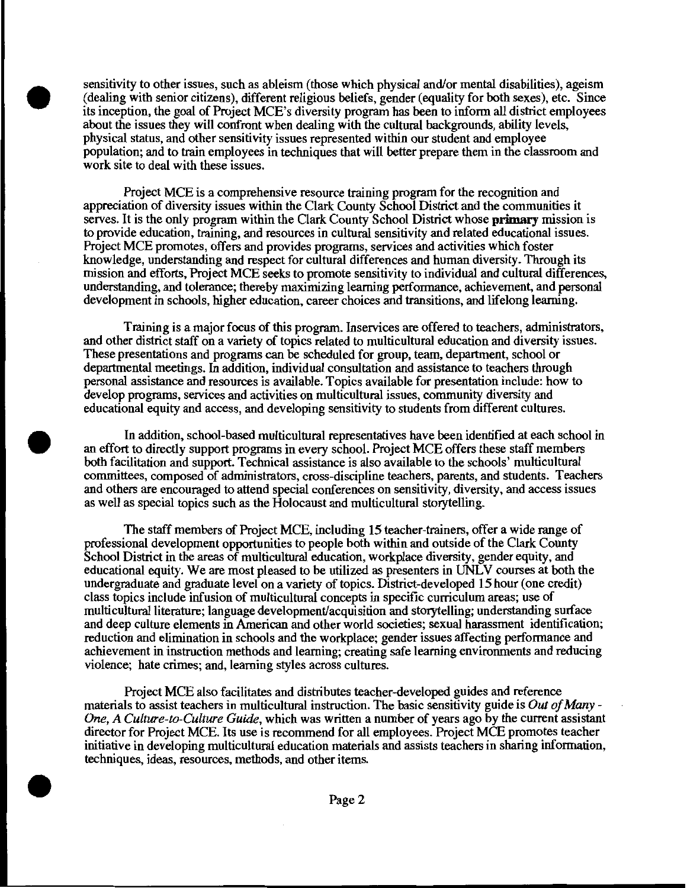sensitivity to other issues, such as ableism (those which physical and/or mental disabilities), ageism (dealing with senior citizens), different religious beliefs, gender (equality for both sexes), etc. Since its inception, the goal of Project MCE's diversity program has been to inform all district employees about the issues they will confront when dealing with the cultural backgrounds, ability levels, physical status, and other sensitivity issues represented within our student and employee population; and to train employees in techniques that will better prepare them in the classroom and work site to deal with these issues.

Project MCE is a comprehensive resource training program for the recognition and appreciation of diversity issues within the Clark County School District and the communities it serves. It is the only program within the Clark County School District whose **primary** mission is to provide education, training, and resources in cultural sensitivity and related educational issues. Project MCE promotes, offers and provides programs, services and activities which foster knowledge, understanding and respect for cultural differences and human diversity. Through its mission and efforts, Project MCE seeks to promote sensitivity to individual and cultural differences, understanding, and tolerance; thereby maximizing learning performance, achievement, and personal development in schools, higher education, career choices and transitions, and lifelong learning.

Training is a major focus of this program. Inservices are offered to teachers, administrators, and other district staff on a variety of topics related to multicultural education and diversity issues. These presentations and programs can be scheduled for group, team, department, school or departmental meetings. In addition, individual consultation and assistance to teachers through personal assistance and resources is available. Topics available for presentation include: how to develop programs, services and activities on multicultural issues, community diversity and educational equity and access, and developing sensitivity to students from different cultures.

In addition, school-based multicultural representatives have been identified at each school in an effort to directly support programs in every school. Project MCE offers these staff members both facilitation and support. Technical assistance is also available to the schools' multicultural committees, composed of administrators, cross-discipline teachers, parents, and students. Teachers and others are encouraged to attend special conferences on sensitivity, diversity, and access issues as well as special topics such as the Holocaust and multicultural storytelling.

The staff members of Project MCE, including 15 teacher-trainers, offer a wide range of professional development opportunities to people both within and outside of the Clark County School District in the areas of multicultural education, workplace diversity, gender equity, and educational equity. We are most pleased to be utilized as presenters in UNLV courses at both the undergraduate and graduate level on a variety of topics. District-developed 15 hour (one credit) class topics include infusion of multicultural concepts in specific curriculum areas; use of multicultural literature; language development/acquisition and storytelling; understanding surface and deep culture elements in American and other world societies; sexual harassment identification; reduction and elimination in schools and the workplace; gender issues affecting performance and achievement in instruction methods and learning; creating safe learning environments and reducing violence; hate crimes; and, learning styles across cultures.

Project MCE also facilitates and distributes teacher-developed guides and reference materials to assist teachers in multicultural instruction. The basic sensitivity guide is *Out of Many - One, A Culture-to-Culture Guide*, which was written a number of years ago by the current assistant director for Project MCE. Its use is recommend for all employees. Project MCE promotes teacher initiative in developing multicultural education materials and assists teachers in sharing information, techniques, ideas, resources, methods, and other items.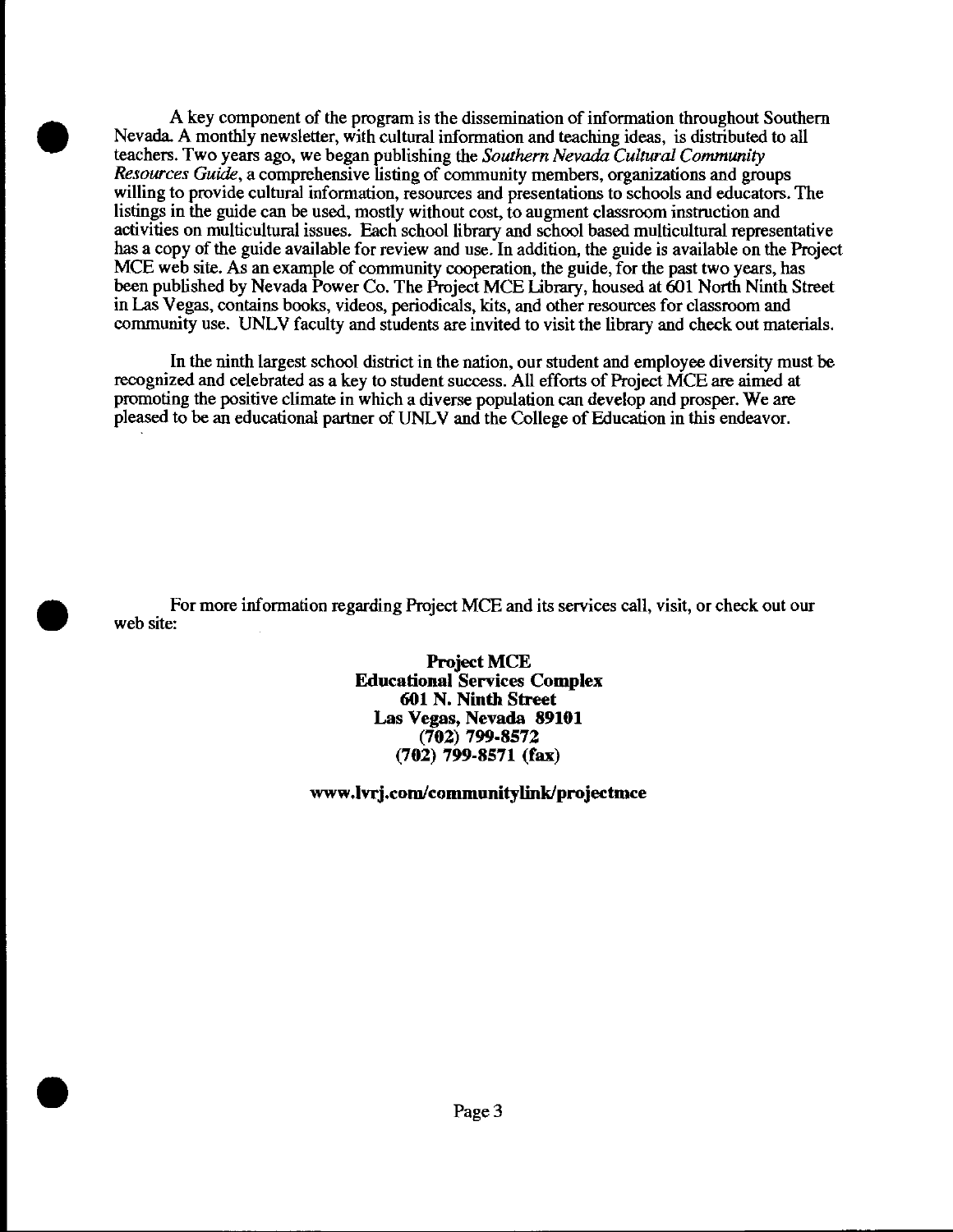A key component of the program is the dissemination of information throughout Southern Nevada. A monthly newsletter, with cultural information and teaching ideas, is distributed to all teachers. Two years ago, we began publishing the *Southern Nevada Cultural Community Resources Guide*, a comprehensive listing of community members, organizations and groups willing to provide cultural information, resources and presentations to schools and educators. The listings in the guide can be used, mostly without cost, to augment classroom instruction and activities on multicultural issues. Each school library and school based multicultural representative has a copy of the guide available for review and use. In addition, the guide is available on the Project MCE web site. As an example of community cooperation, the guide, for the past two years, has been published by Nevada Power Co. The Project MCE Library, housed at 601 North Ninth Street in Las Vegas, contains books, videos, periodicals, kits, and other resources for classroom and community use. UNLV faculty and students are invited to visit the library and check out materials.

In the ninth largest school district in the nation, our student and employee diversity must be recognized and celebrated as a key to student success. All efforts of Project MCE are aimed at promoting the positive climate in which a diverse population can develop and prosper. We are pleased to be an educational partner of UNLV and the College of Education in this endeavor.

For more information regarding Project MCE and its services call, visit, or check out our web site:

**Project MCE**
**Educational Services Complex**
**601 N. Ninth Street**
**Las Vegas, Nevada 89101**
**(702) 799-8572**
**(702) 799-8571 (fax)**

**www.lvrj.com/communitylink/projectmce**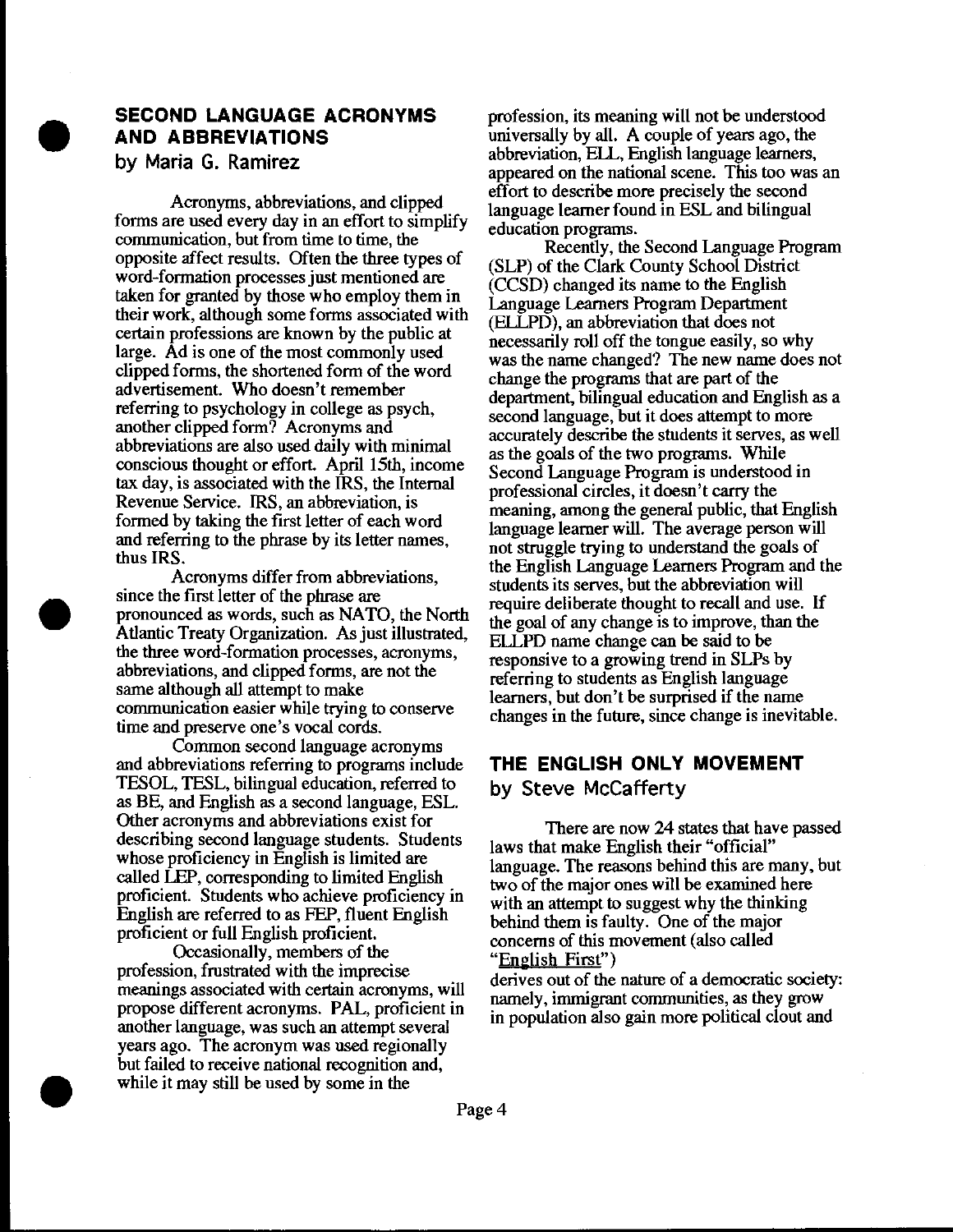## SECOND LANGUAGE ACRONYMS AND ABBREVIATIONS

by Maria G. Ramirez

Acronyms, abbreviations, and clipped forms are used every day in an effort to simplify communication, but from time to time, the opposite affect results. Often the three types of word-formation processes just mentioned are taken for granted by those who employ them in their work, although some forms associated with certain professions are known by the public at large. Ad is one of the most commonly used clipped forms, the shortened form of the word advertisement. Who doesn't remember referring to psychology in college as psych, another clipped form? Acronyms and abbreviations are also used daily with minimal conscious thought or effort. April 15th, income tax day, is associated with the IRS, the Internal Revenue Service. IRS, an abbreviation, is formed by taking the first letter of each word and referring to the phrase by its letter names, thus IRS.

Acronyms differ from abbreviations, since the first letter of the phrase are pronounced as words, such as NATO, the North Atlantic Treaty Organization. As just illustrated, the three word-formation processes, acronyms, abbreviations, and clipped forms, are not the same although all attempt to make communication easier while trying to conserve time and preserve one's vocal cords.

Common second language acronyms and abbreviations referring to programs include TESOL, TESL, bilingual education, referred to as BE, and English as a second language, ESL. Other acronyms and abbreviations exist for describing second language students. Students whose proficiency in English is limited are called LEP, corresponding to limited English proficient. Students who achieve proficiency in English are referred to as FEP, fluent English proficient or full English proficient.

Occasionally, members of the profession, frustrated with the imprecise meanings associated with certain acronyms, will propose different acronyms. PAL, proficient in another language, was such an attempt several years ago. The acronym was used regionally but failed to receive national recognition and, while it may still be used by some in the profession, its meaning will not be understood universally by all. A couple of years ago, the abbreviation, ELL, English language learners, appeared on the national scene. This too was an effort to describe more precisely the second language learner found in ESL and bilingual education programs.

Recently, the Second Language Program (SLP) of the Clark County School District (CCSD) changed its name to the English Language Learners Program Department (ELLPD), an abbreviation that does not necessarily roll off the tongue easily, so why was the name changed? The new name does not change the programs that are part of the department, bilingual education and English as a second language, but it does attempt to more accurately describe the students it serves, as well as the goals of the two programs. While Second Language Program is understood in professional circles, it doesn't carry the meaning, among the general public, that English language learner will. The average person will not struggle trying to understand the goals of the English Language Learners Program and the students its serves, but the abbreviation will require deliberate thought to recall and use. If the goal of any change is to improve, than the ELLPD name change can be said to be responsive to a growing trend in SLPs by referring to students as English language learners, but don't be surprised if the name changes in the future, since change is inevitable.

## THE ENGLISH ONLY MOVEMENT

by Steve McCafferty

There are now 24 states that have passed laws that make English their "official" language. The reasons behind this are many, but two of the major ones will be examined here with an attempt to suggest why the thinking behind them is faulty. One of the major concerns of this movement (also called "English First")

derives out of the nature of a democratic society: namely, immigrant communities, as they grow in population also gain more political clout and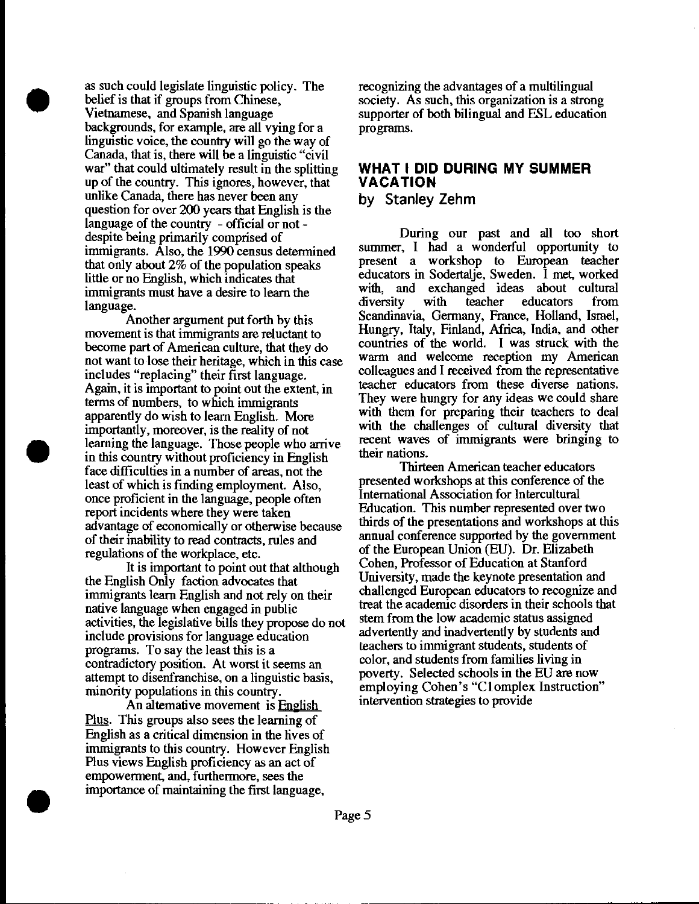as such could legislate linguistic policy. The belief is that if groups from Chinese, Vietnamese, and Spanish language backgrounds, for example, are all vying for a linguistic voice, the country will go the way of Canada, that is, there will be a linguistic "civil war" that could ultimately result in the splitting up of the country. This ignores, however, that unlike Canada, there has never been any question for over 200 years that English is the language of the country - official or not - despite being primarily comprised of immigrants. Also, the 1990 census determined that only about 2% of the population speaks little or no English, which indicates that immigrants must have a desire to learn the language.

Another argument put forth by this movement is that immigrants are reluctant to become part of American culture, that they do not want to lose their heritage, which in this case includes "replacing" their first language. Again, it is important to point out the extent, in terms of numbers, to which immigrants apparently do wish to learn English. More importantly, moreover, is the reality of not learning the language. Those people who arrive in this country without proficiency in English face difficulties in a number of areas, not the least of which is finding employment. Also, once proficient in the language, people often report incidents where they were taken advantage of economically or otherwise because of their inability to read contracts, rules and regulations of the workplace, etc.

It is important to point out that although the English Only faction advocates that immigrants learn English and not rely on their native language when engaged in public activities, the legislative bills they propose do not include provisions for language education programs. To say the least this is a contradictory position. At worst it seems an attempt to disenfranchise, on a linguistic basis, minority populations in this country.

An alternative movement is English Plus. This groups also sees the learning of English as a critical dimension in the lives of immigrants to this country. However English Plus views English proficiency as an act of empowerment, and, furthermore, sees the importance of maintaining the first language, recognizing the advantages of a multilingual society. As such, this organization is a strong supporter of both bilingual and ESL education programs.

## WHAT I DID DURING MY SUMMER VACATION

### by Stanley Zehm

During our past and all too short summer, I had a wonderful opportunity to present a workshop to European teacher educators in Sodertalje, Sweden. I met, worked with, and exchanged ideas about cultural diversity with teacher educators from Scandinavia, Germany, France, Holland, Israel, Hungry, Italy, Finland, Africa, India, and other countries of the world. I was struck with the warm and welcome reception my American colleagues and I received from the representative teacher educators from these diverse nations. They were hungry for any ideas we could share with them for preparing their teachers to deal with the challenges of cultural diversity that recent waves of immigrants were bringing to their nations.

Thirteen American teacher educators presented workshops at this conference of the International Association for Intercultural Education. This number represented over two thirds of the presentations and workshops at this annual conference supported by the government of the European Union (EU). Dr. Elizabeth Cohen, Professor of Education at Stanford University, made the keynote presentation and challenged European educators to recognize and treat the academic disorders in their schools that stem from the low academic status assigned advertently and inadvertently by students and teachers to immigrant students, students of color, and students from families living in poverty. Selected schools in the EU are now employing Cohen's "C1omplex Instruction" intervention strategies to provide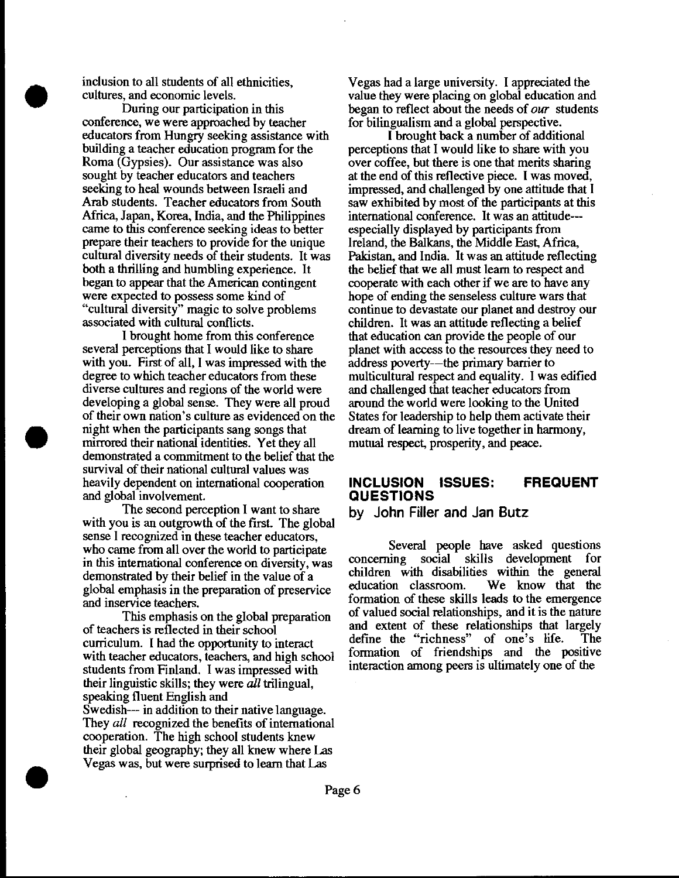inclusion to all students of all ethnicities, cultures, and economic levels.

During our participation in this conference, we were approached by teacher educators from Hungry seeking assistance with building a teacher education program for the Roma (Gypsies). Our assistance was also sought by teacher educators and teachers seeking to heal wounds between Israeli and Arab students. Teacher educators from South Africa, Japan, Korea, India, and the Philippines came to this conference seeking ideas to better prepare their teachers to provide for the unique cultural diversity needs of their students. It was both a thrilling and humbling experience. It began to appear that the American contingent were expected to possess some kind of "cultural diversity" magic to solve problems associated with cultural conflicts.

I brought home from this conference several perceptions that I would like to share with you. First of all, I was impressed with the degree to which teacher educators from these diverse cultures and regions of the world were developing a global sense. They were all proud of their own nation's culture as evidenced on the night when the participants sang songs that mirrored their national identities. Yet they all demonstrated a commitment to the belief that the survival of their national cultural values was heavily dependent on international cooperation and global involvement.

The second perception I want to share with you is an outgrowth of the first. The global sense I recognized in these teacher educators, who came from all over the world to participate in this international conference on diversity, was demonstrated by their belief in the value of a global emphasis in the preparation of preservice and inservice teachers.

This emphasis on the global preparation of teachers is reflected in their school curriculum. I had the opportunity to interact with teacher educators, teachers, and high school students from Finland. I was impressed with their linguistic skills; they were *all* trilingual, speaking fluent English and Swedish--- in addition to their native language. They *all* recognized the benefits of international cooperation. The high school students knew their global geography; they all knew where Las Vegas was, but were surprised to learn that Las Vegas had a large university. I appreciated the value they were placing on global education and began to reflect about the needs of *our* students for bilingualism and a global perspective.

I brought back a number of additional perceptions that I would like to share with you over coffee, but there is one that merits sharing at the end of this reflective piece. I was moved, impressed, and challenged by one attitude that I saw exhibited by most of the participants at this international conference. It was an attitude---especially displayed by participants from Ireland, the Balkans, the Middle East, Africa, Pakistan, and India. It was an attitude reflecting the belief that we all must learn to respect and cooperate with each other if we are to have any hope of ending the senseless culture wars that continue to devastate our planet and destroy our children. It was an attitude reflecting a belief that education can provide the people of our planet with access to the resources they need to address poverty---the primary barrier to multicultural respect and equality. I was edified and challenged that teacher educators from around the world were looking to the United States for leadership to help them activate their dream of learning to live together in harmony, mutual respect, prosperity, and peace.

## INCLUSION ISSUES: FREQUENT QUESTIONS

**by John Filler and Jan Butz**

Several people have asked questions concerning social skills development for children with disabilities within the general education classroom. We know that the formation of these skills leads to the emergence of valued social relationships, and it is the nature and extent of these relationships that largely define the "richness" of one's life. The formation of friendships and the positive interaction among peers is ultimately one of the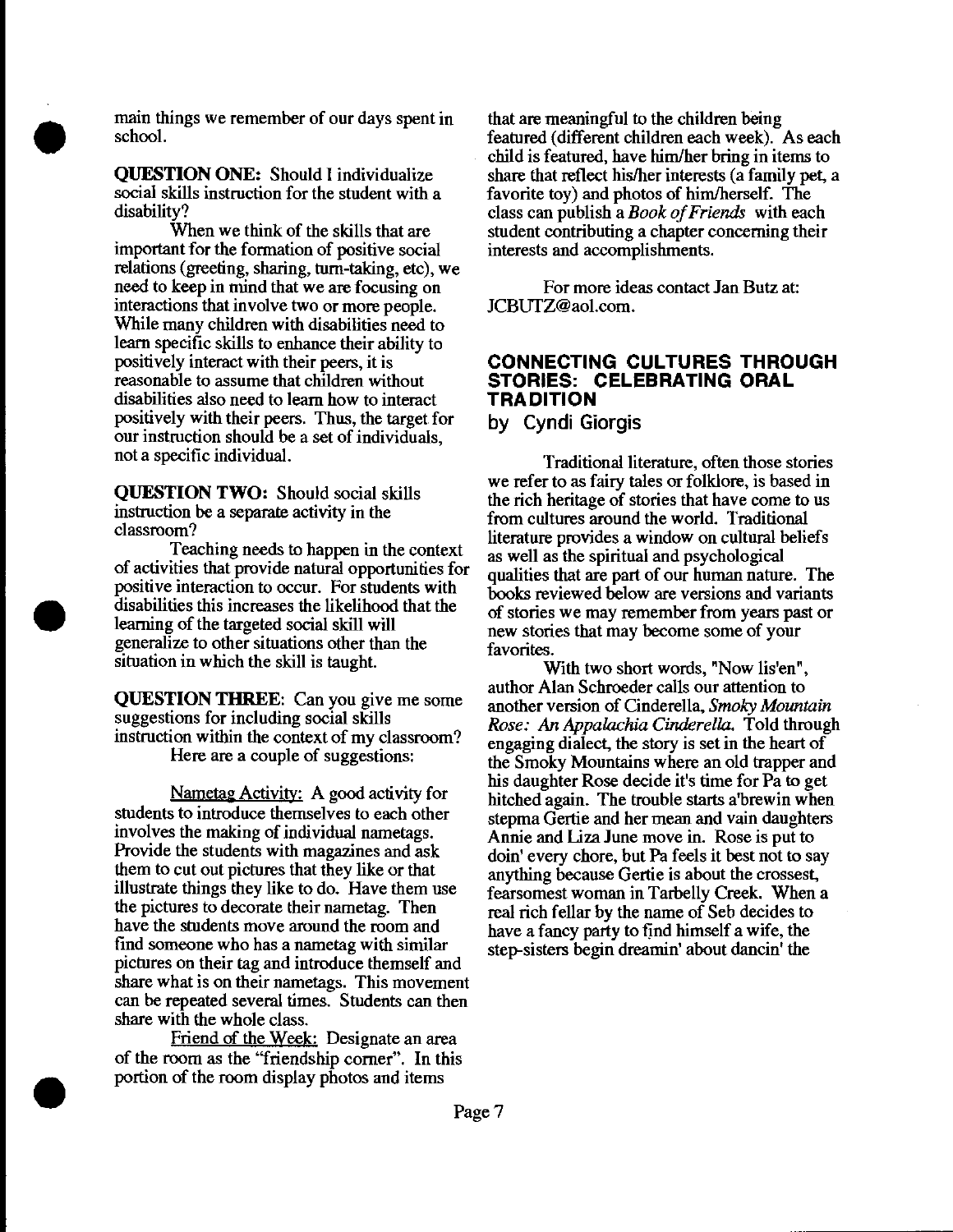main things we remember of our days spent in school.

**QUESTION ONE:** Should I individualize social skills instruction for the student with a disability?

When we think of the skills that are important for the formation of positive social relations (greeting, sharing, turn-taking, etc), we need to keep in mind that we are focusing on interactions that involve two or more people. While many children with disabilities need to learn specific skills to enhance their ability to positively interact with their peers, it is reasonable to assume that children without disabilities also need to learn how to interact positively with their peers. Thus, the target for our instruction should be a set of individuals, not a specific individual.

**QUESTION TWO:** Should social skills instruction be a separate activity in the classroom?

Teaching needs to happen in the context of activities that provide natural opportunities for positive interaction to occur. For students with disabilities this increases the likelihood that the learning of the targeted social skill will generalize to other situations other than the situation in which the skill is taught.

**QUESTION THREE:** Can you give me some suggestions for including social skills instruction within the context of my classroom?

Here are a couple of suggestions:

Nametag Activity: A good activity for students to introduce themselves to each other involves the making of individual nametags. Provide the students with magazines and ask them to cut out pictures that they like or that illustrate things they like to do. Have them use the pictures to decorate their nametag. Then have the students move around the room and find someone who has a nametag with similar pictures on their tag and introduce themself and share what is on their nametags. This movement can be repeated several times. Students can then share with the whole class.

Friend of the Week: Designate an area of the room as the "friendship corner". In this portion of the room display photos and items that are meaningful to the children being featured (different children each week). As each child is featured, have him/her bring in items to share that reflect his/her interests (a family pet, a favorite toy) and photos of him/herself. The class can publish a *Book of Friends* with each student contributing a chapter concerning their interests and accomplishments.

For more ideas contact Jan Butz at: JCBUTZ@aol.com.

## CONNECTING CULTURES THROUGH STORIES: CELEBRATING ORAL TRADITION

by Cyndi Giorgis

Traditional literature, often those stories we refer to as fairy tales or folklore, is based in the rich heritage of stories that have come to us from cultures around the world. Traditional literature provides a window on cultural beliefs as well as the spiritual and psychological qualities that are part of our human nature. The books reviewed below are versions and variants of stories we may remember from years past or new stories that may become some of your favorites.

With two short words, "Now lis'en", author Alan Schroeder calls our attention to another version of Cinderella, *Smoky Mountain Rose: An Appalachia Cinderella.* Told through engaging dialect, the story is set in the heart of the Smoky Mountains where an old trapper and his daughter Rose decide it's time for Pa to get hitched again. The trouble starts a'brewin when stepma Gertie and her mean and vain daughters Annie and Liza June move in. Rose is put to doin' every chore, but Pa feels it best not to say anything because Gertie is about the crossest, fearsomest woman in Tarbelly Creek. When a real rich fellar by the name of Seb decides to have a fancy party to find himself a wife, the step-sisters begin dreamin' about dancin' the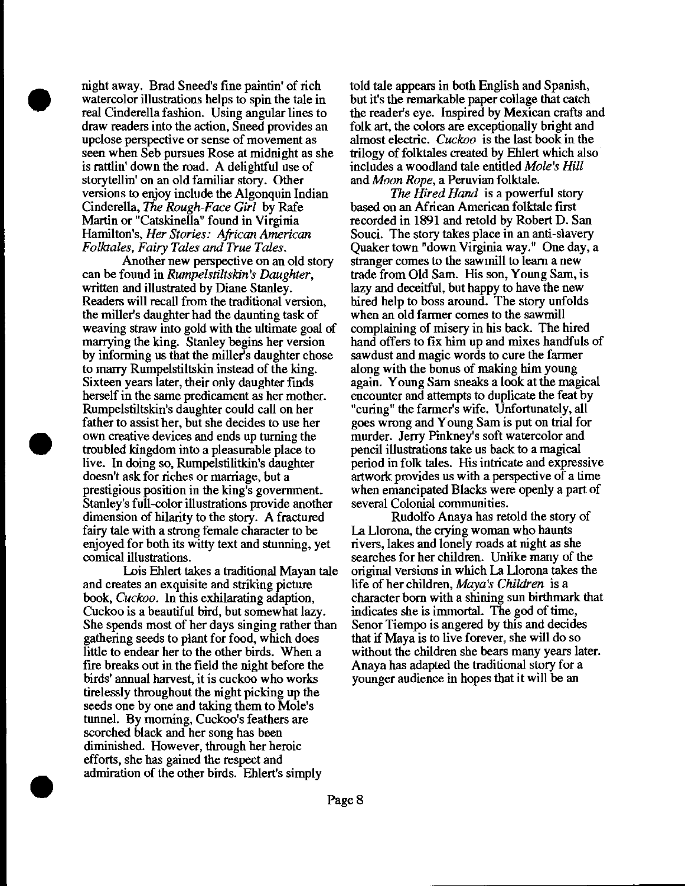night away. Brad Sneed's fine paintin' of rich watercolor illustrations helps to spin the tale in real Cinderella fashion. Using angular lines to draw readers into the action, Sneed provides an upclose perspective or sense of movement as seen when Seb pursues Rose at midnight as she is rattlin' down the road. A delightful use of storytellin' on an old familiar story. Other versions to enjoy include the Algonquin Indian Cinderella, *The Rough-Face Girl* by Rafe Martin or "Catskinella" found in Virginia Hamilton's, *Her Stories: African American Folktales, Fairy Tales and True Tales*.

Another new perspective on an old story can be found in *Rumpelstiltskin's Daughter*, written and illustrated by Diane Stanley. Readers will recall from the traditional version, the miller's daughter had the daunting task of weaving straw into gold with the ultimate goal of marrying the king. Stanley begins her version by informing us that the miller's daughter chose to marry Rumpelstiltskin instead of the king. Sixteen years later, their only daughter finds herself in the same predicament as her mother. Rumpelstiltskin's daughter could call on her father to assist her, but she decides to use her own creative devices and ends up turning the troubled kingdom into a pleasurable place to live. In doing so, Rumpelstilitkin's daughter doesn't ask for riches or marriage, but a prestigious position in the king's government. Stanley's full-color illustrations provide another dimension of hilarity to the story. A fractured fairy tale with a strong female character to be enjoyed for both its witty text and stunning, yet comical illustrations.

Lois Ehlert takes a traditional Mayan tale and creates an exquisite and striking picture book, *Cuckoo*. In this exhilarating adaption, Cuckoo is a beautiful bird, but somewhat lazy. She spends most of her days singing rather than gathering seeds to plant for food, which does little to endear her to the other birds. When a fire breaks out in the field the night before the birds' annual harvest, it is cuckoo who works tirelessly throughout the night picking up the seeds one by one and taking them to Mole's tunnel. By morning, Cuckoo's feathers are scorched black and her song has been diminished. However, through her heroic efforts, she has gained the respect and admiration of the other birds. Ehlert's simply told tale appears in both English and Spanish, but it's the remarkable paper collage that catch the reader's eye. Inspired by Mexican crafts and folk art, the colors are exceptionally bright and almost electric. *Cuckoo* is the last book in the trilogy of folktales created by Ehlert which also includes a woodland tale entitled *Mole's Hill* and *Moon Rope*, a Peruvian folktale.

*The Hired Hand* is a powerful story based on an African American folktale first recorded in 1891 and retold by Robert D. San Souci. The story takes place in an anti-slavery Quaker town "down Virginia way." One day, a stranger comes to the sawmill to learn a new trade from Old Sam. His son, Young Sam, is lazy and deceitful, but happy to have the new hired help to boss around. The story unfolds when an old farmer comes to the sawmill complaining of misery in his back. The hired hand offers to fix him up and mixes handfuls of sawdust and magic words to cure the farmer along with the bonus of making him young again. Young Sam sneaks a look at the magical encounter and attempts to duplicate the feat by "curing" the farmer's wife. Unfortunately, all goes wrong and Young Sam is put on trial for murder. Jerry Pinkney's soft watercolor and pencil illustrations take us back to a magical period in folk tales. His intricate and expressive artwork provides us with a perspective of a time when emancipated Blacks were openly a part of several Colonial communities.

Rudolfo Anaya has retold the story of La Llorona, the crying woman who haunts rivers, lakes and lonely roads at night as she searches for her children. Unlike many of the original versions in which La Llorona takes the life of her children, *Maya's Children* is a character born with a shining sun birthmark that indicates she is immortal. The god of time, Senor Tiempo is angered by this and decides that if Maya is to live forever, she will do so without the children she bears many years later. Anaya has adapted the traditional story for a younger audience in hopes that it will be an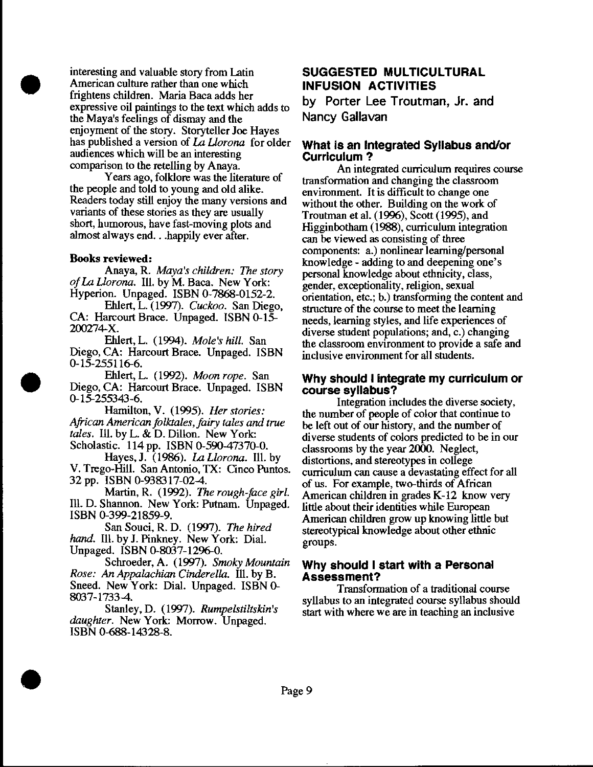interesting and valuable story from Latin American culture rather than one which frightens children. Maria Baca adds her expressive oil paintings to the text which adds to the Maya's feelings of dismay and the enjoyment of the story. Storyteller Joe Hayes has published a version of *La Llorona* for older audiences which will be an interesting comparison to the retelling by Anaya.

Years ago, folklore was the literature of the people and told to young and old alike. Readers today still enjoy the many versions and variants of these stories as they are usually short, humorous, have fast-moving plots and almost always end. . .happily ever after.

**Books reviewed:**

Anaya, R. *Maya's children: The story of La Llorona.* Ill. by M. Baca. New York: Hyperion. Unpaged. ISBN 0-7868-0152-2.

Ehlert, L. (1997). *Cuckoo.* San Diego, CA: Harcourt Brace. Unpaged. ISBN 0-15-200274-X.

Ehlert, L. (1994). *Mole's hill.* San Diego, CA: Harcourt Brace. Unpaged. ISBN 0-15-255116-6.

Ehlert, L. (1992). *Moon rope.* San Diego, CA: Harcourt Brace. Unpaged. ISBN 0-15-255343-6.

Hamilton, V. (1995). *Her stories: African American folktales, fairy tales and true tales.* Ill. by L. & D. Dillon. New York: Scholastic. 114 pp. ISBN 0-590-47370-0.

Hayes, J. (1986). *La Llorona.* Ill. by V. Trego-Hill. San Antonio, TX: Cinco Puntos. 32 pp. ISBN 0-938317-02-4.

Martin, R. (1992). *The rough-face girl.* Ill. D. Shannon. New York: Putnam. Unpaged. ISBN 0-399-21859-9.

San Souci, R. D. (1997). *The hired hand.* Ill. by J. Pinkney. New York: Dial. Unpaged. ISBN 0-8037-1296-0.

Schroeder, A. (1997). *Smoky Mountain Rose: An Appalachian Cinderella.* Ill. by B. Sneed. New York: Dial. Unpaged. ISBN 0-8037-1733-4.

Stanley, D. (1997). *Rumpelstiltskin's daughter.* New York: Morrow. Unpaged. ISBN 0-688-14328-8.

## SUGGESTED MULTICULTURAL INFUSION ACTIVITIES

by Porter Lee Troutman, Jr. and Nancy Gallavan

### What is an Integrated Syllabus and/or Curriculum ?

An integrated curriculum requires course transformation and changing the classroom environment. It is difficult to change one without the other. Building on the work of Troutman et al. (1996), Scott (1995), and Higginbotham (1988), curriculum integration can be viewed as consisting of three components: a.) nonlinear learning/personal knowledge - adding to and deepening one's personal knowledge about ethnicity, class, gender, exceptionality, religion, sexual orientation, etc.; b.) transforming the content and structure of the course to meet the learning needs, learning styles, and life experiences of diverse student populations; and, c.) changing the classroom environment to provide a safe and inclusive environment for all students.

### Why should I integrate my curriculum or course syllabus?

Integration includes the diverse society, the number of people of color that continue to be left out of our history, and the number of diverse students of colors predicted to be in our classrooms by the year 2000. Neglect, distortions, and stereotypes in college curriculum can cause a devastating effect for all of us. For example, two-thirds of African American children in grades K-12 know very little about their identities while European American children grow up knowing little but stereotypical knowledge about other ethnic groups.

### Why should I start with a Personal Assessment?

Transformation of a traditional course syllabus to an integrated course syllabus should start with where we are in teaching an inclusive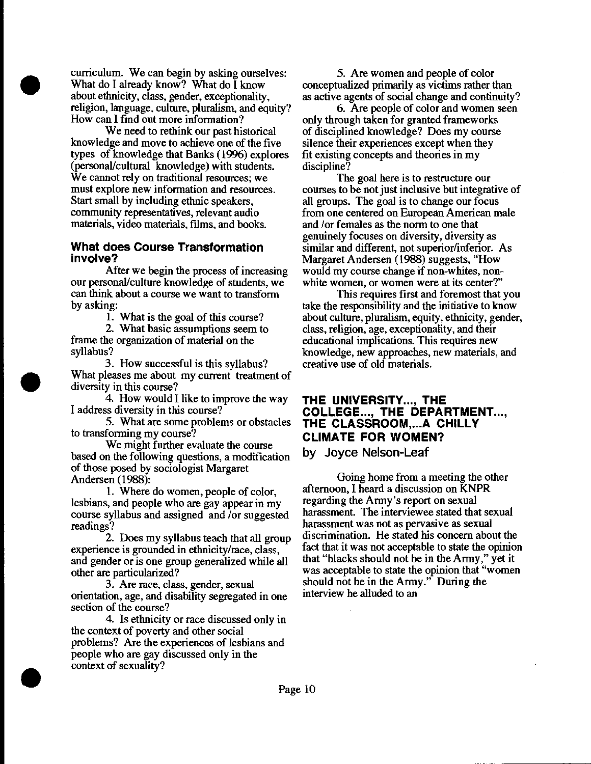curriculum. We can begin by asking ourselves: What do I already know? What do I know about ethnicity, class, gender, exceptionality, religion, language, culture, pluralism, and equity? How can I find out more information?

We need to rethink our past historical knowledge and move to achieve one of the five types of knowledge that Banks (1996) explores (personal/cultural knowledge) with students. We cannot rely on traditional resources; we must explore new information and resources. Start small by including ethnic speakers, community representatives, relevant audio materials, video materials, films, and books.

### What does Course Transformation Involve?

After we begin the process of increasing our personal/culture knowledge of students, we can think about a course we want to transform by asking:

1. What is the goal of this course?

2. What basic assumptions seem to frame the organization of material on the syllabus?

3. How successful is this syllabus? What pleases me about my current treatment of diversity in this course?

4. How would I like to improve the way I address diversity in this course?

5. What are some problems or obstacles to transforming my course?

We might further evaluate the course based on the following questions, a modification of those posed by sociologist Margaret Andersen (1988):

1. Where do women, people of color, lesbians, and people who are gay appear in my course syllabus and assigned and /or suggested readings?

2. Does my syllabus teach that all group experience is grounded in ethnicity/race, class, and gender or is one group generalized while all other are particularized?

3. Are race, class, gender, sexual orientation, age, and disability segregated in one section of the course?

4. Is ethnicity or race discussed only in the context of poverty and other social problems? Are the experiences of lesbians and people who are gay discussed only in the context of sexuality?

5. Are women and people of color conceptualized primarily as victims rather than as active agents of social change and continuity?

6. Are people of color and women seen only through taken for granted frameworks of disciplined knowledge? Does my course silence their experiences except when they fit existing concepts and theories in my discipline?

The goal here is to restructure our courses to be not just inclusive but integrative of all groups. The goal is to change our focus from one centered on European American male and /or females as the norm to one that genuinely focuses on diversity, diversity as similar and different, not superior/inferior. As Margaret Andersen (1988) suggests, "How would my course change if non-whites, non-white women, or women were at its center?"

This requires first and foremost that you take the responsibility and the initiative to know about culture, pluralism, equity, ethnicity, gender, class, religion, age, exceptionality, and their educational implications. This requires new knowledge, new approaches, new materials, and creative use of old materials.

## THE UNIVERSITY..., THE COLLEGE..., THE DEPARTMENT..., THE CLASSROOM,...A CHILLY CLIMATE FOR WOMEN?

by Joyce Nelson-Leaf

Going home from a meeting the other afternoon, I heard a discussion on KNPR regarding the Army's report on sexual harassment. The interviewee stated that sexual harassment was not as pervasive as sexual discrimination. He stated his concern about the fact that it was not acceptable to state the opinion that "blacks should not be in the Army," yet it was acceptable to state the opinion that "women should not be in the Army." During the interview he alluded to an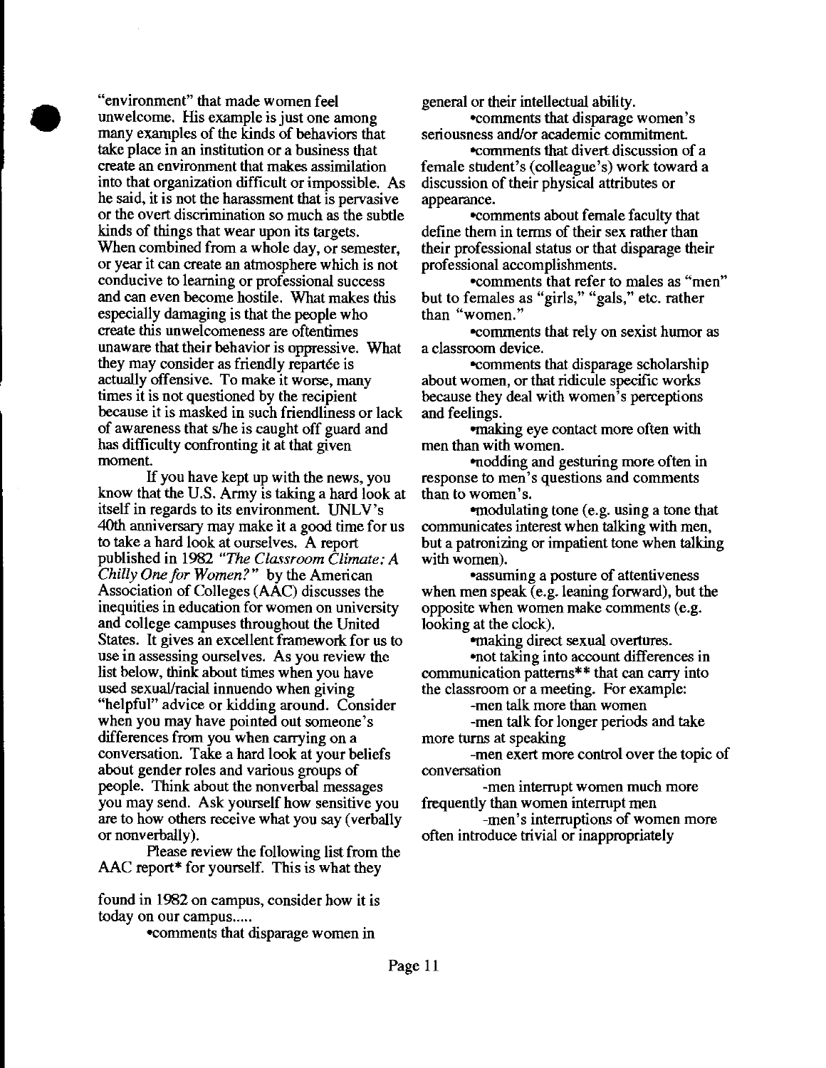"environment" that made women feel unwelcome. His example is just one among many examples of the kinds of behaviors that take place in an institution or a business that create an environment that makes assimilation into that organization difficult or impossible. As he said, it is not the harassment that is pervasive or the overt discrimination so much as the subtle kinds of things that wear upon its targets. When combined from a whole day, or semester, or year it can create an atmosphere which is not conducive to learning or professional success and can even become hostile. What makes this especially damaging is that the people who create this unwelcomeness are oftentimes unaware that their behavior is oppressive. What they may consider as friendly repartée is actually offensive. To make it worse, many times it is not questioned by the recipient because it is masked in such friendliness or lack of awareness that s/he is caught off guard and has difficulty confronting it at that given moment.

If you have kept up with the news, you know that the U.S. Army is taking a hard look at itself in regards to its environment. UNLV's 40th anniversary may make it a good time for us to take a hard look at ourselves. A report published in 1982 *"The Classroom Climate: A Chilly One for Women?"* by the American Association of Colleges (AAC) discusses the inequities in education for women on university and college campuses throughout the United States. It gives an excellent framework for us to use in assessing ourselves. As you review the list below, think about times when you have used sexual/racial innuendo when giving "helpful" advice or kidding around. Consider when you may have pointed out someone's differences from you when carrying on a conversation. Take a hard look at your beliefs about gender roles and various groups of people. Think about the nonverbal messages you may send. Ask yourself how sensitive you are to how others receive what you say (verbally or nonverbally).

Please review the following list from the AAC report* for yourself. This is what they found in 1982 on campus, consider how it is today on our campus.....

- comments that disparage women in general or their intellectual ability.
- comments that disparage women's seriousness and/or academic commitment.
- comments that divert discussion of a female student's (colleague's) work toward a discussion of their physical attributes or appearance.
- comments about female faculty that define them in terms of their sex rather than their professional status or that disparage their professional accomplishments.
- comments that refer to males as "men" but to females as "girls," "gals," etc. rather than "women."
- comments that rely on sexist humor as a classroom device.
- comments that disparage scholarship about women, or that ridicule specific works because they deal with women's perceptions and feelings.
- making eye contact more often with men than with women.
- nodding and gesturing more often in response to men's questions and comments than to women's.
- modulating tone (e.g. using a tone that communicates interest when talking with men, but a patronizing or impatient tone when talking with women).
- assuming a posture of attentiveness when men speak (e.g. leaning forward), but the opposite when women make comments (e.g. looking at the clock).
- making direct sexual overtures.
- not taking into account differences in communication patterns** that can carry into the classroom or a meeting. For example:
  - men talk more than women
  - men talk for longer periods and take more turns at speaking
  - men exert more control over the topic of conversation
  - men interrupt women much more frequently than women interrupt men
  - men's interruptions of women more often introduce trivial or inappropriately